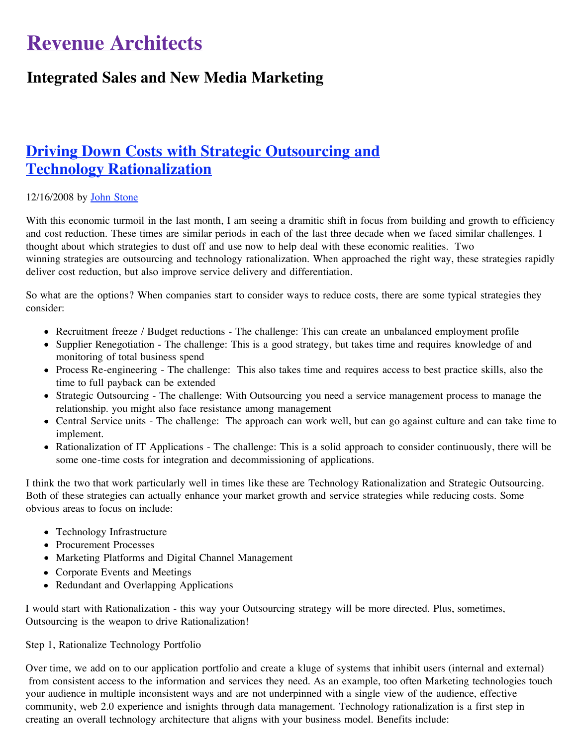# Revenue Architects

## Integrated Sales and New Media Marketing

## Driving Down Costs with Strategic Outsourcing and Technology Rationalization

12/16/2008 by John Stone

With this economic turmoil in the last month, I am seeing a dramitic shift in focus from building and growth to efficiency and cost reduction. These times are similar periods in each of the last three decade when we faced similar challenges. I thought about which strategies to dust off and use now to help deal with these economic realities. Two winning strategies are outsourcing and technology rationalization. When approached the right way, these strategies rapidly deliver cost reduction, but also improve service delivery and differentiation.

So what are the options? When companies start to consider ways to reduce costs, there are some typical strategies they consider:

- Recruitment freeze / Budget reductions - The challenge: This can create an unbalanced employment profile
- Supplier Renegotiation - The challenge: This is a good strategy, but takes time and requires knowledge of and monitoring of total business spend
- Process Re-engineering - The challenge: This also takes time and requires access to best practice skills, also the time to full payback can be extended
- Strategic Outsourcing - The challenge: With Outsourcing you need a service management process to manage the relationship. you might also face resistance among management
- Central Service units - The challenge: The approach can work well, but can go against culture and can take time to implement.
- Rationalization of IT Applications - The challenge: This is a solid approach to consider continuously, there will be some one-time costs for integration and decommissioning of applications.

I think the two that work particularly well in times like these are Technology Rationalization and Strategic Outsourcing. Both of these strategies can actually enhance your market growth and service strategies while reducing costs. Some obvious areas to focus on include:

- Technology Infrastructure
- Procurement Processes
- Marketing Platforms and Digital Channel Management
- Corporate Events and Meetings
- Redundant and Overlapping Applications

I would start with Rationalization - this way your Outsourcing strategy will be more directed. Plus, sometimes, Outsourcing is the weapon to drive Rationalization!

Step 1, Rationalize Technology Portfolio

Over time, we add on to our application portfolio and create a kluge of systems that inhibit users (internal and external) from consistent access to the information and services they need. As an example, too often Marketing technologies touch your audience in multiple inconsistent ways and are not underpinned with a single view of the audience, effective community, web 2.0 experience and isnights through data management. Technology rationalization is a first step in creating an overall technology architecture that aligns with your business model. Benefits include: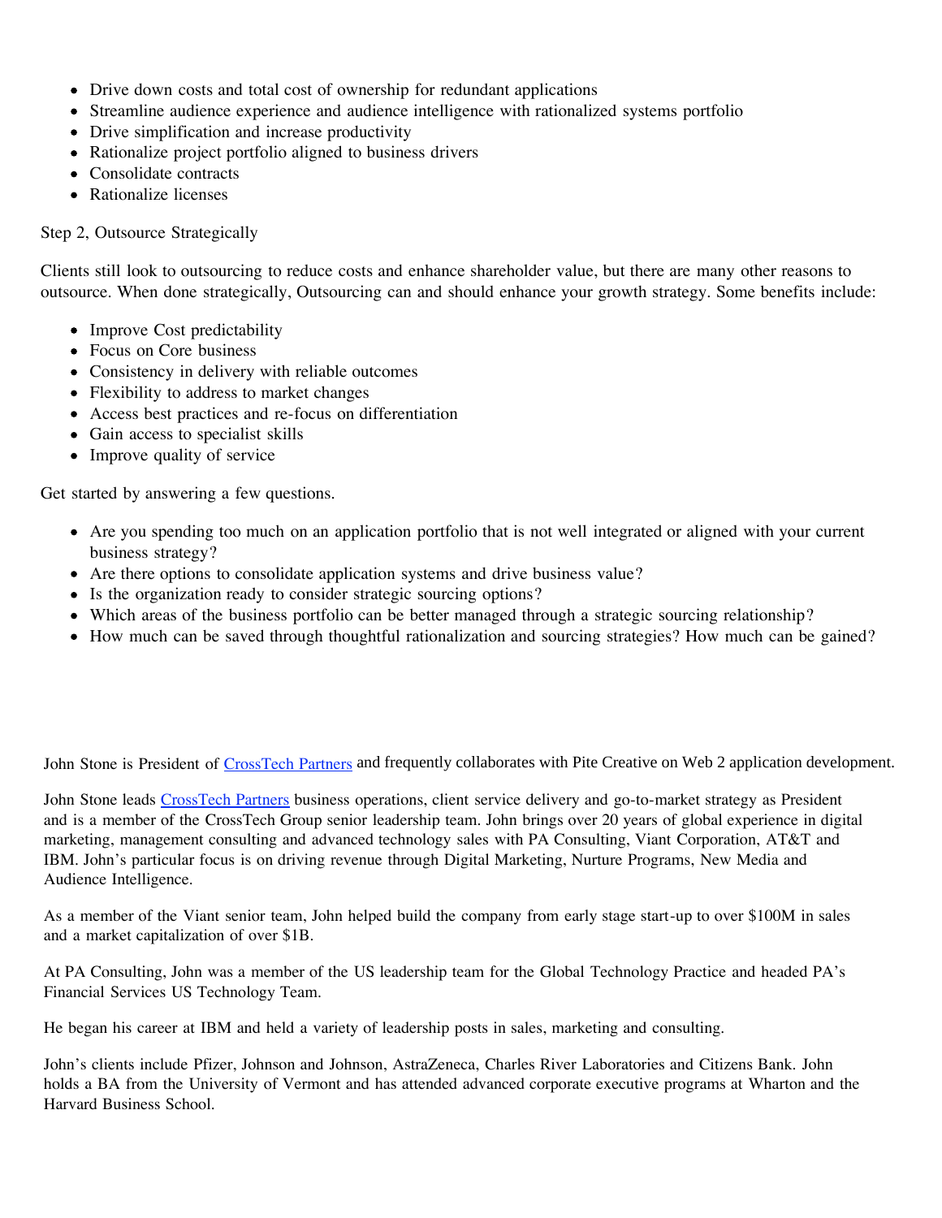- Drive down costs and total cost of ownership for redundant applications
- Streamline audience experience and audience intelligence with rationalized systems portfolio
- Drive simplification and increase productivity
- Rationalize project portfolio aligned to business drivers
- Consolidate contracts
- Rationalize licenses

Step 2, Outsource Strategically

Clients still look to outsourcing to reduce costs and enhance shareholder value, but there are many other reasons to outsource. When done strategically, Outsourcing can and should enhance your growth strategy. Some benefits include:

- Improve Cost predictability
- Focus on Core business
- Consistency in delivery with reliable outcomes
- Flexibility to address to market changes
- Access best practices and re-focus on differentiation
- Gain access to specialist skills
- Improve quality of service

Get started by answering a few questions.

- Are you spending too much on an application portfolio that is not well integrated or aligned with your current business strategy?
- Are there options to consolidate application systems and drive business value?
- Is the organization ready to consider strategic sourcing options?
- Which areas of the business portfolio can be better managed through a strategic sourcing relationship?
- How much can be saved through thoughtful rationalization and sourcing strategies? How much can be gained?

John Stone is President of CrossTech Partners and frequently collaborates with Pite Creative on Web 2 application development.

John Stone leads CrossTech Partners business operations, client service delivery and go-to-market strategy as President and is a member of the CrossTech Group senior leadership team. John brings over 20 years of global experience in digital marketing, management consulting and advanced technology sales with PA Consulting, Viant Corporation, AT&T and IBM. John's particular focus is on driving revenue through Digital Marketing, Nurture Programs, New Media and Audience Intelligence.

As a member of the Viant senior team, John helped build the company from early stage start-up to over $100M in sales and a market capitalization of over $1B.

At PA Consulting, John was a member of the US leadership team for the Global Technology Practice and headed PA's Financial Services US Technology Team.

He began his career at IBM and held a variety of leadership posts in sales, marketing and consulting.

John's clients include Pfizer, Johnson and Johnson, AstraZeneca, Charles River Laboratories and Citizens Bank. John holds a BA from the University of Vermont and has attended advanced corporate executive programs at Wharton and the Harvard Business School.